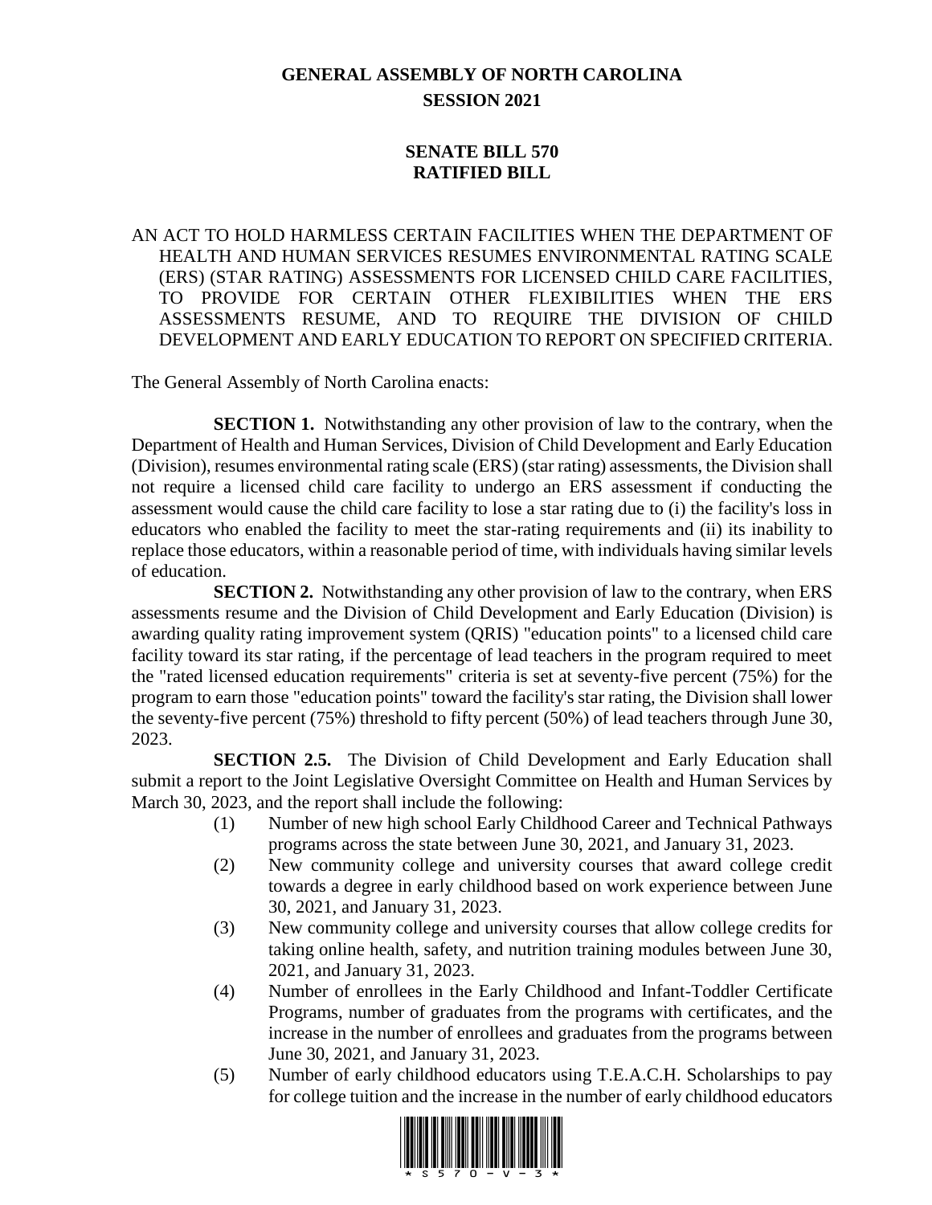# GENERAL ASSEMBLY OF NORTH CAROLINA
## SESSION 2021

## SENATE BILL 570
## RATIFIED BILL

AN ACT TO HOLD HARMLESS CERTAIN FACILITIES WHEN THE DEPARTMENT OF HEALTH AND HUMAN SERVICES RESUMES ENVIRONMENTAL RATING SCALE (ERS) (STAR RATING) ASSESSMENTS FOR LICENSED CHILD CARE FACILITIES, TO PROVIDE FOR CERTAIN OTHER FLEXIBILITIES WHEN THE ERS ASSESSMENTS RESUME, AND TO REQUIRE THE DIVISION OF CHILD DEVELOPMENT AND EARLY EDUCATION TO REPORT ON SPECIFIED CRITERIA.

The General Assembly of North Carolina enacts:

**SECTION 1.** Notwithstanding any other provision of law to the contrary, when the Department of Health and Human Services, Division of Child Development and Early Education (Division), resumes environmental rating scale (ERS) (star rating) assessments, the Division shall not require a licensed child care facility to undergo an ERS assessment if conducting the assessment would cause the child care facility to lose a star rating due to (i) the facility's loss in educators who enabled the facility to meet the star-rating requirements and (ii) its inability to replace those educators, within a reasonable period of time, with individuals having similar levels of education.

**SECTION 2.** Notwithstanding any other provision of law to the contrary, when ERS assessments resume and the Division of Child Development and Early Education (Division) is awarding quality rating improvement system (QRIS) "education points" to a licensed child care facility toward its star rating, if the percentage of lead teachers in the program required to meet the "rated licensed education requirements" criteria is set at seventy-five percent (75%) for the program to earn those "education points" toward the facility's star rating, the Division shall lower the seventy-five percent (75%) threshold to fifty percent (50%) of lead teachers through June 30, 2023.

**SECTION 2.5.** The Division of Child Development and Early Education shall submit a report to the Joint Legislative Oversight Committee on Health and Human Services by March 30, 2023, and the report shall include the following:

(1) Number of new high school Early Childhood Career and Technical Pathways programs across the state between June 30, 2021, and January 31, 2023.

(2) New community college and university courses that award college credit towards a degree in early childhood based on work experience between June 30, 2021, and January 31, 2023.

(3) New community college and university courses that allow college credits for taking online health, safety, and nutrition training modules between June 30, 2021, and January 31, 2023.

(4) Number of enrollees in the Early Childhood and Infant-Toddler Certificate Programs, number of graduates from the programs with certificates, and the increase in the number of enrollees and graduates from the programs between June 30, 2021, and January 31, 2023.

(5) Number of early childhood educators using T.E.A.C.H. Scholarships to pay for college tuition and the increase in the number of early childhood educators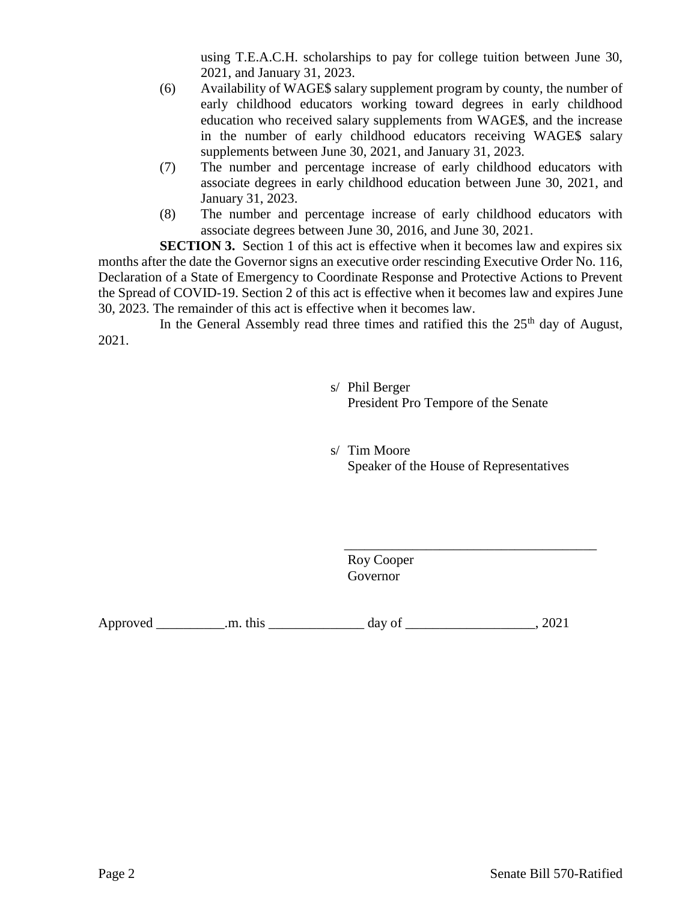using T.E.A.C.H. scholarships to pay for college tuition between June 30, 2021, and January 31, 2023.

(6) Availability of WAGE$ salary supplement program by county, the number of early childhood educators working toward degrees in early childhood education who received salary supplements from WAGE$, and the increase in the number of early childhood educators receiving WAGE$ salary supplements between June 30, 2021, and January 31, 2023.

(7) The number and percentage increase of early childhood educators with associate degrees in early childhood education between June 30, 2021, and January 31, 2023.

(8) The number and percentage increase of early childhood educators with associate degrees between June 30, 2016, and June 30, 2021.

**SECTION 3.** Section 1 of this act is effective when it becomes law and expires six months after the date the Governor signs an executive order rescinding Executive Order No. 116, Declaration of a State of Emergency to Coordinate Response and Protective Actions to Prevent the Spread of COVID-19. Section 2 of this act is effective when it becomes law and expires June 30, 2023. The remainder of this act is effective when it becomes law.

In the General Assembly read three times and ratified this the 25th day of August, 2021.

s/ Phil Berger
President Pro Tempore of the Senate

s/ Tim Moore
Speaker of the House of Representatives

\_\_\_\_\_\_\_\_\_\_\_\_\_\_\_\_\_\_\_\_\_\_\_\_\_\_\_\_\_\_\_\_\_\_\_\_\_\_
Roy Cooper
Governor

Approved \_\_\_\_\_\_\_\_\_\_.m. this \_\_\_\_\_\_\_\_\_\_\_\_\_\_ day of \_\_\_\_\_\_\_\_\_\_\_\_\_\_\_\_\_\_\_, 2021